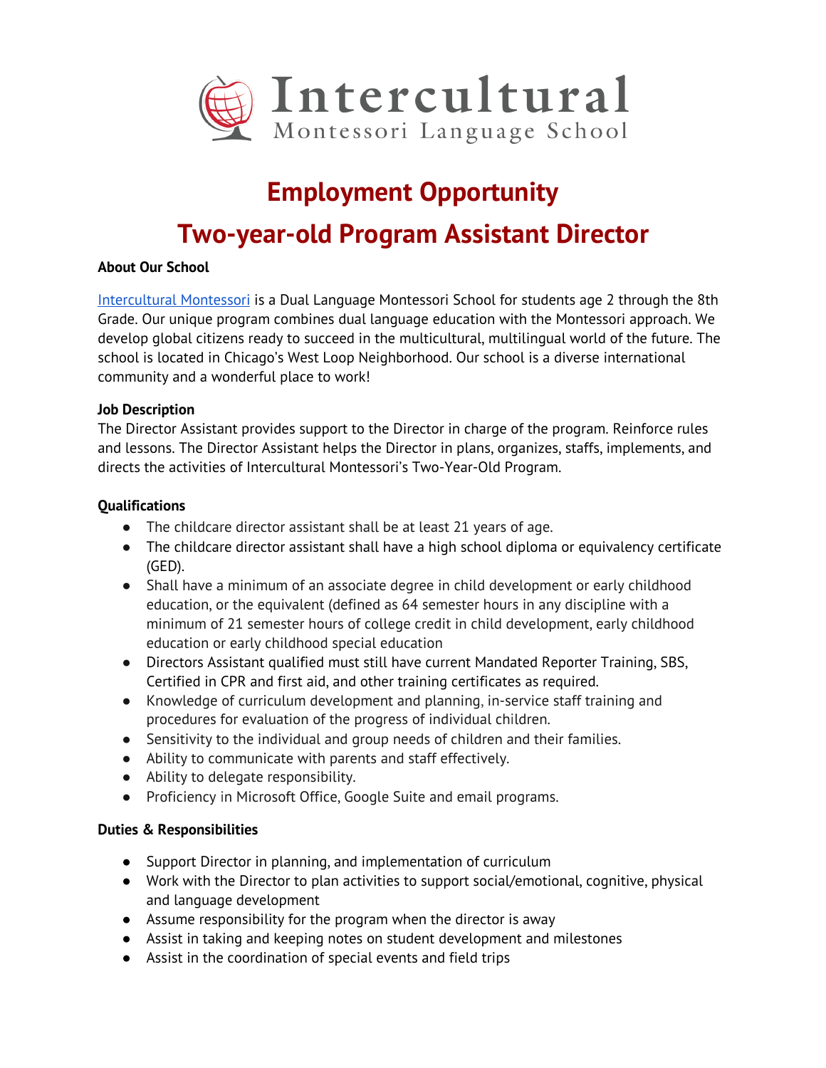# Intercultural
Montessori Language School

# Employment Opportunity

# Two-year-old Program Assistant Director

**About Our School**

Intercultural Montessori is a Dual Language Montessori School for students age 2 through the 8th Grade. Our unique program combines dual language education with the Montessori approach. We develop global citizens ready to succeed in the multicultural, multilingual world of the future. The school is located in Chicago's West Loop Neighborhood. Our school is a diverse international community and a wonderful place to work!

**Job Description**

The Director Assistant provides support to the Director in charge of the program. Reinforce rules and lessons. The Director Assistant helps the Director in plans, organizes, staffs, implements, and directs the activities of Intercultural Montessori's Two-Year-Old Program.

**Qualifications**

- The childcare director assistant shall be at least 21 years of age.
- The childcare director assistant shall have a high school diploma or equivalency certificate (GED).
- Shall have a minimum of an associate degree in child development or early childhood education, or the equivalent (defined as 64 semester hours in any discipline with a minimum of 21 semester hours of college credit in child development, early childhood education or early childhood special education
- Directors Assistant qualified must still have current Mandated Reporter Training, SBS, Certified in CPR and first aid, and other training certificates as required.
- Knowledge of curriculum development and planning, in-service staff training and procedures for evaluation of the progress of individual children.
- Sensitivity to the individual and group needs of children and their families.
- Ability to communicate with parents and staff effectively.
- Ability to delegate responsibility.
- Proficiency in Microsoft Office, Google Suite and email programs.

**Duties & Responsibilities**

- Support Director in planning, and implementation of curriculum
- Work with the Director to plan activities to support social/emotional, cognitive, physical and language development
- Assume responsibility for the program when the director is away
- Assist in taking and keeping notes on student development and milestones
- Assist in the coordination of special events and field trips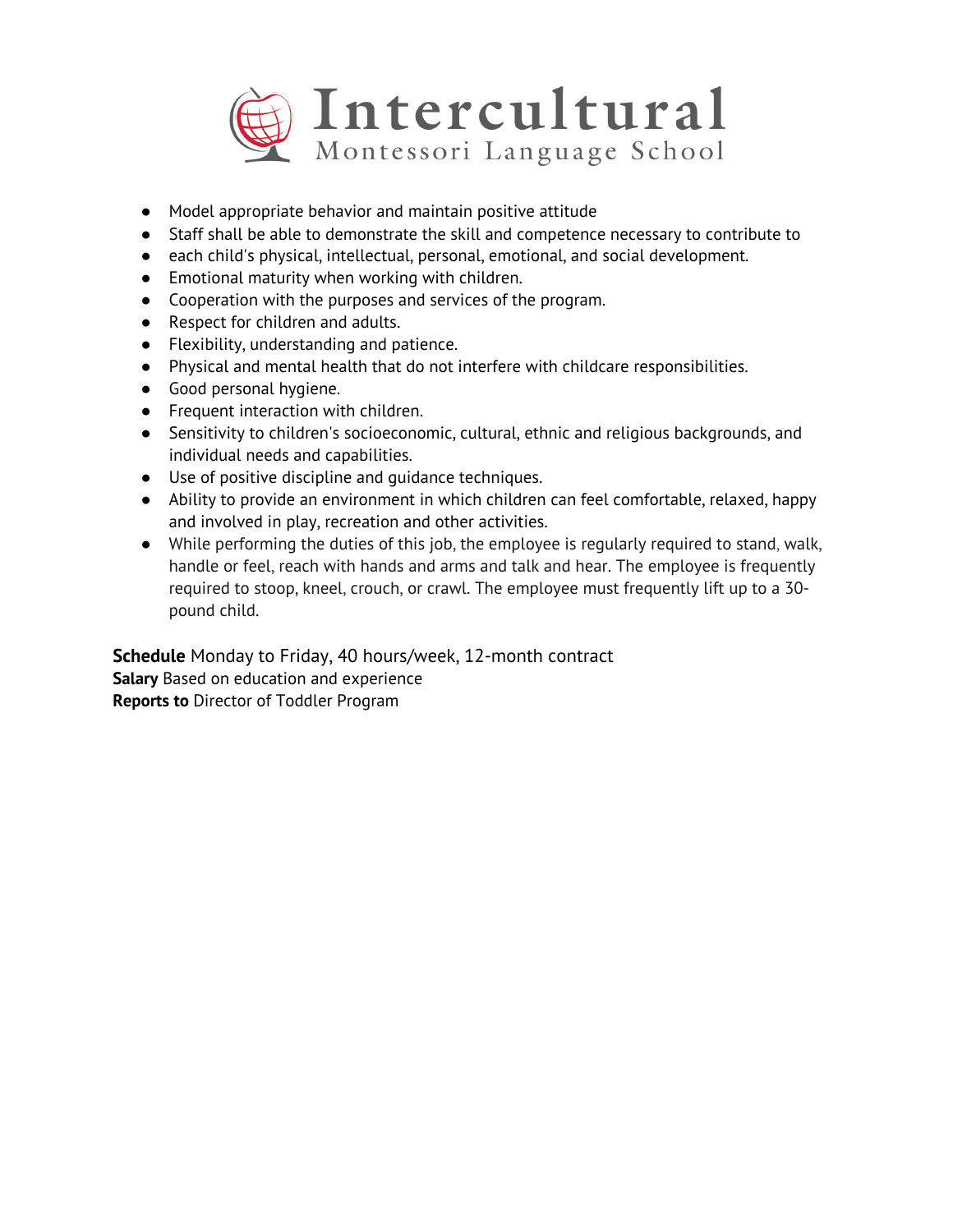- Model appropriate behavior and maintain positive attitude
- Staff shall be able to demonstrate the skill and competence necessary to contribute to
- each child's physical, intellectual, personal, emotional, and social development.
- Emotional maturity when working with children.
- Cooperation with the purposes and services of the program.
- Respect for children and adults.
- Flexibility, understanding and patience.
- Physical and mental health that do not interfere with childcare responsibilities.
- Good personal hygiene.
- Frequent interaction with children.
- Sensitivity to children's socioeconomic, cultural, ethnic and religious backgrounds, and individual needs and capabilities.
- Use of positive discipline and guidance techniques.
- Ability to provide an environment in which children can feel comfortable, relaxed, happy and involved in play, recreation and other activities.
- While performing the duties of this job, the employee is regularly required to stand, walk, handle or feel, reach with hands and arms and talk and hear. The employee is frequently required to stoop, kneel, crouch, or crawl. The employee must frequently lift up to a 30-pound child.

**Schedule** Monday to Friday, 40 hours/week, 12-month contract
**Salary** Based on education and experience
**Reports to** Director of Toddler Program